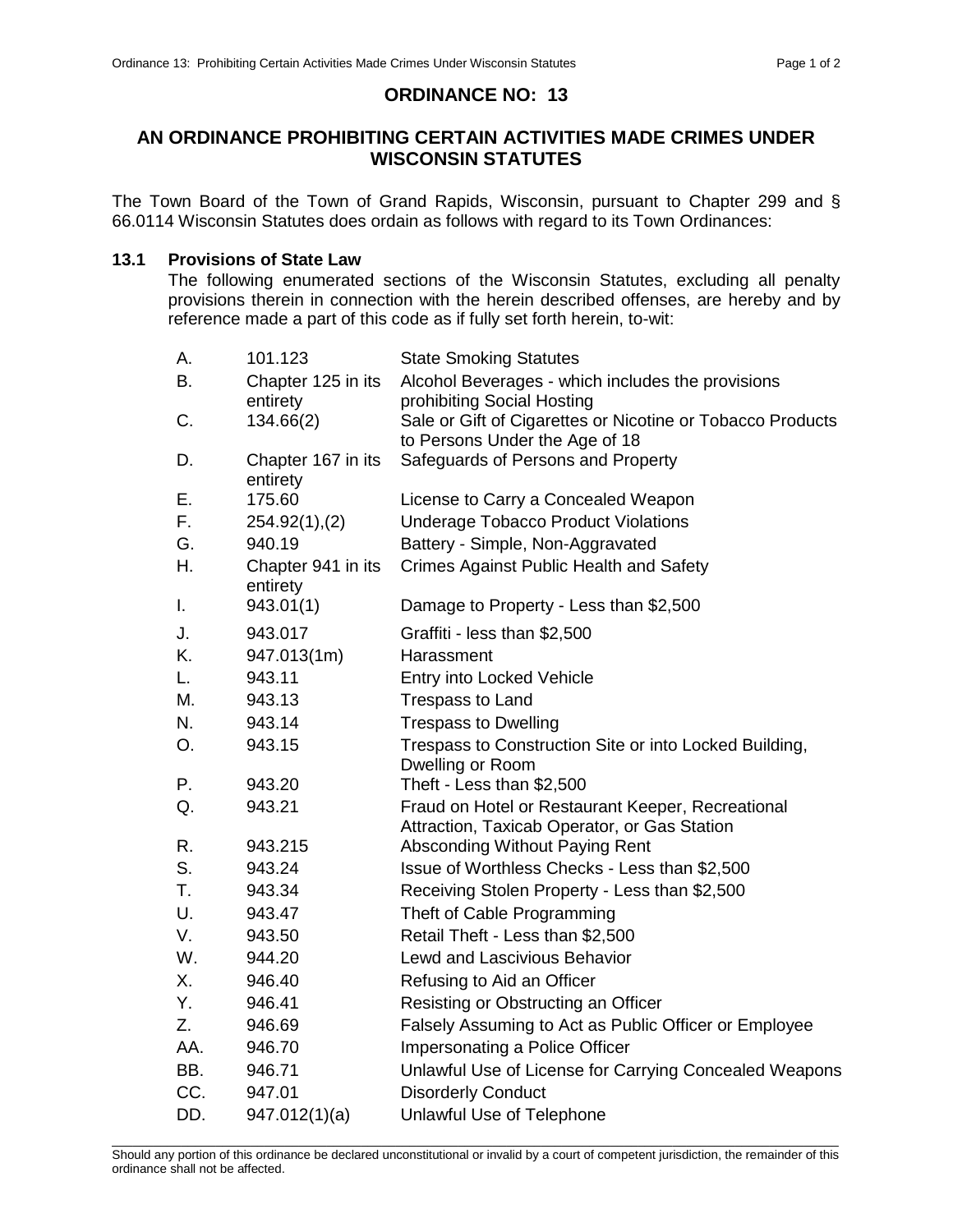# ORDINANCE NO: 13

## AN ORDINANCE PROHIBITING CERTAIN ACTIVITIES MADE CRIMES UNDER WISCONSIN STATUTES

The Town Board of the Town of Grand Rapids, Wisconsin, pursuant to Chapter 299 and § 66.0114 Wisconsin Statutes does ordain as follows with regard to its Town Ordinances:

### 13.1 Provisions of State Law

The following enumerated sections of the Wisconsin Statutes, excluding all penalty provisions therein in connection with the herein described offenses, are hereby and by reference made a part of this code as if fully set forth herein, to-wit:

| | | |
|---|---|---|
| A. | 101.123 | State Smoking Statutes |
| B. | Chapter 125 in its entirety | Alcohol Beverages - which includes the provisions prohibiting Social Hosting |
| C. | 134.66(2) | Sale or Gift of Cigarettes or Nicotine or Tobacco Products to Persons Under the Age of 18 |
| D. | Chapter 167 in its entirety | Safeguards of Persons and Property |
| E. | 175.60 | License to Carry a Concealed Weapon |
| F. | 254.92(1),(2) | Underage Tobacco Product Violations |
| G. | 940.19 | Battery - Simple, Non-Aggravated |
| H. | Chapter 941 in its entirety | Crimes Against Public Health and Safety |
| I. | 943.01(1) | Damage to Property - Less than $2,500 |
| J. | 943.017 | Graffiti - less than $2,500 |
| K. | 947.013(1m) | Harassment |
| L. | 943.11 | Entry into Locked Vehicle |
| M. | 943.13 | Trespass to Land |
| N. | 943.14 | Trespass to Dwelling |
| O. | 943.15 | Trespass to Construction Site or into Locked Building, Dwelling or Room |
| P. | 943.20 | Theft - Less than $2,500 |
| Q. | 943.21 | Fraud on Hotel or Restaurant Keeper, Recreational Attraction, Taxicab Operator, or Gas Station |
| R. | 943.215 | Absconding Without Paying Rent |
| S. | 943.24 | Issue of Worthless Checks - Less than $2,500 |
| T. | 943.34 | Receiving Stolen Property - Less than $2,500 |
| U. | 943.47 | Theft of Cable Programming |
| V. | 943.50 | Retail Theft - Less than $2,500 |
| W. | 944.20 | Lewd and Lascivious Behavior |
| X. | 946.40 | Refusing to Aid an Officer |
| Y. | 946.41 | Resisting or Obstructing an Officer |
| Z. | 946.69 | Falsely Assuming to Act as Public Officer or Employee |
| AA. | 946.70 | Impersonating a Police Officer |
| BB. | 946.71 | Unlawful Use of License for Carrying Concealed Weapons |
| CC. | 947.01 | Disorderly Conduct |
| DD. | 947.012(1)(a) | Unlawful Use of Telephone |

Should any portion of this ordinance be declared unconstitutional or invalid by a court of competent jurisdiction, the remainder of this ordinance shall not be affected.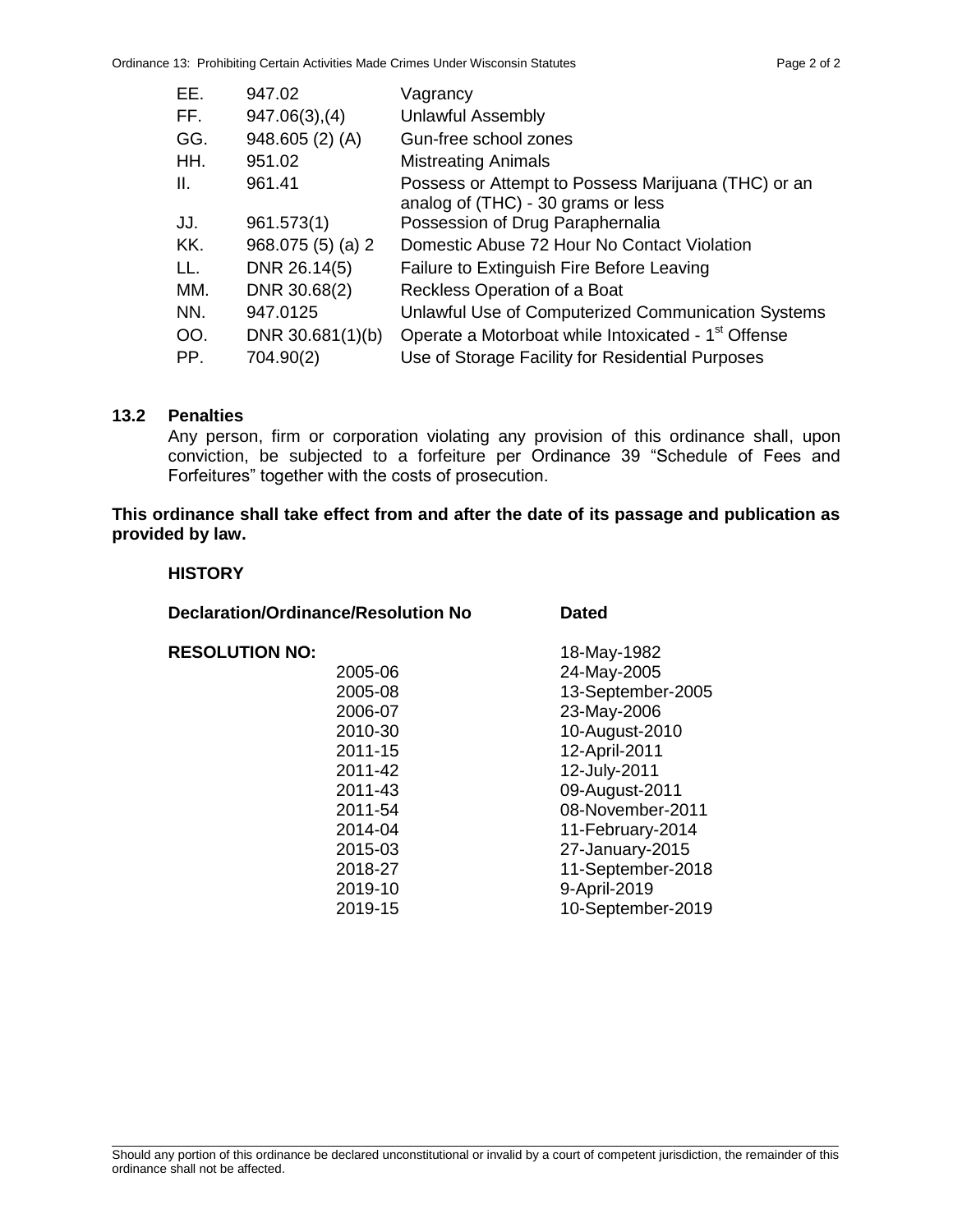| | | |
|---|---|---|
| EE. | 947.02 | Vagrancy |
| FF. | 947.06(3),(4) | Unlawful Assembly |
| GG. | 948.605 (2) (A) | Gun-free school zones |
| HH. | 951.02 | Mistreating Animals |
| II. | 961.41 | Possess or Attempt to Possess Marijuana (THC) or an analog of (THC) - 30 grams or less |
| JJ. | 961.573(1) | Possession of Drug Paraphernalia |
| KK. | 968.075 (5) (a) 2 | Domestic Abuse 72 Hour No Contact Violation |
| LL. | DNR 26.14(5) | Failure to Extinguish Fire Before Leaving |
| MM. | DNR 30.68(2) | Reckless Operation of a Boat |
| NN. | 947.0125 | Unlawful Use of Computerized Communication Systems |
| OO. | DNR 30.681(1)(b) | Operate a Motorboat while Intoxicated - 1st Offense |
| PP. | 704.90(2) | Use of Storage Facility for Residential Purposes |

**13.2 Penalties**

Any person, firm or corporation violating any provision of this ordinance shall, upon conviction, be subjected to a forfeiture per Ordinance 39 "Schedule of Fees and Forfeitures" together with the costs of prosecution.

**This ordinance shall take effect from and after the date of its passage and publication as provided by law.**

**HISTORY**

| Declaration/Ordinance/Resolution No | | Dated |
|---|---|---|
| **RESOLUTION NO:** | | 18-May-1982 |
| | 2005-06 | 24-May-2005 |
| | 2005-08 | 13-September-2005 |
| | 2006-07 | 23-May-2006 |
| | 2010-30 | 10-August-2010 |
| | 2011-15 | 12-April-2011 |
| | 2011-42 | 12-July-2011 |
| | 2011-43 | 09-August-2011 |
| | 2011-54 | 08-November-2011 |
| | 2014-04 | 11-February-2014 |
| | 2015-03 | 27-January-2015 |
| | 2018-27 | 11-September-2018 |
| | 2019-10 | 9-April-2019 |
| | 2019-15 | 10-September-2019 |

Should any portion of this ordinance be declared unconstitutional or invalid by a court of competent jurisdiction, the remainder of this ordinance shall not be affected.